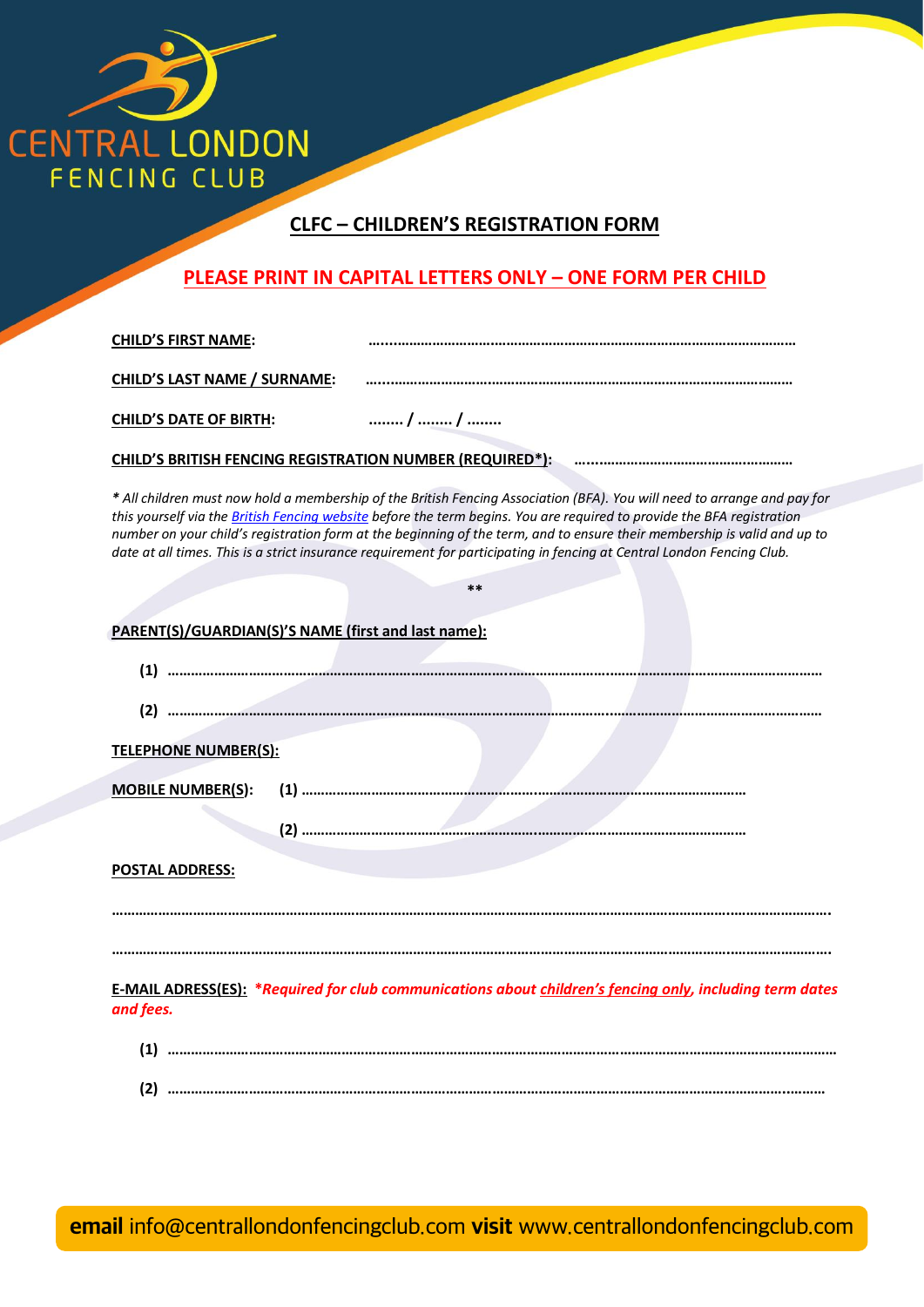CENTRAL LONDON FENCING CLUB

## CLFC – CHILDREN'S REGISTRATION FORM

**PLEASE PRINT IN CAPITAL LETTERS ONLY – ONE FORM PER CHILD**

**CHILD'S FIRST NAME:** ..................................................................................................................

**CHILD'S LAST NAME / SURNAME:** ..................................................................................................................

**CHILD'S DATE OF BIRTH:** ........ / ........ / ........

**CHILD'S BRITISH FENCING REGISTRATION NUMBER (REQUIRED*):** ......................................................

*\* All children must now hold a membership of the British Fencing Association (BFA). You will need to arrange and pay for this yourself via the British Fencing website before the term begins. You are required to provide the BFA registration number on your child's registration form at the beginning of the term, and to ensure their membership is valid and up to date at all times. This is a strict insurance requirement for participating in fencing at Central London Fencing Club.*

**

**PARENT(S)/GUARDIAN(S)'S NAME (first and last name):**

**(1)** ..................................................................................................................................................

**(2)** ..................................................................................................................................................

**TELEPHONE NUMBER(S):**

**MOBILE NUMBER(S):** **(1)** ..................................................................................................................

**(2)** ..................................................................................................................

**POSTAL ADDRESS:**

..................................................................................................................................................................

..................................................................................................................................................................

**E-MAIL ADRESS(ES):** ***Required for club communications about children's fencing only, including term dates and fees.***

**(1)** ..................................................................................................................................................

**(2)** ..................................................................................................................................................

**email** info@centrallondonfencingclub.com **visit** www.centrallondonfencingclub.com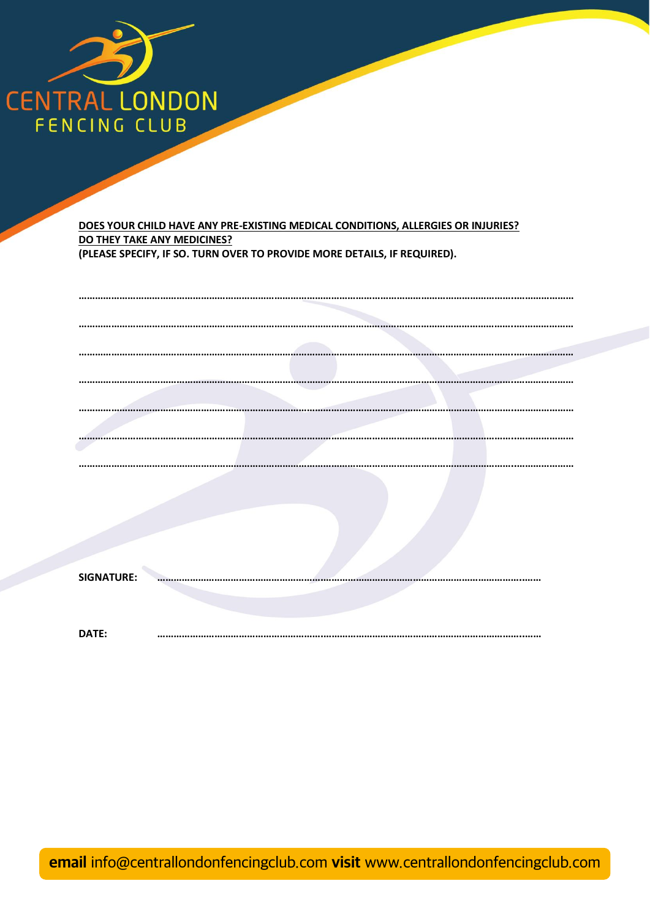CENTRAL LONDON

FENCING CLUB

**DOES YOUR CHILD HAVE ANY PRE-EXISTING MEDICAL CONDITIONS, ALLERGIES OR INJURIES?**
**DO THEY TAKE ANY MEDICINES?**
**(PLEASE SPECIFY, IF SO. TURN OVER TO PROVIDE MORE DETAILS, IF REQUIRED).**

………………………………………………………………………………………………………………………………………

………………………………………………………………………………………………………………………………………

………………………………………………………………………………………………………………………………………

………………………………………………………………………………………………………………………………………

………………………………………………………………………………………………………………………………………

………………………………………………………………………………………………………………………………………

………………………………………………………………………………………………………………………………………

**SIGNATURE:** ……………………………………………………………………………………………………………

**DATE:** ……………………………………………………………………………………………………………

**email** info@centrallondonfencingclub.com **visit** www.centrallondonfencingclub.com